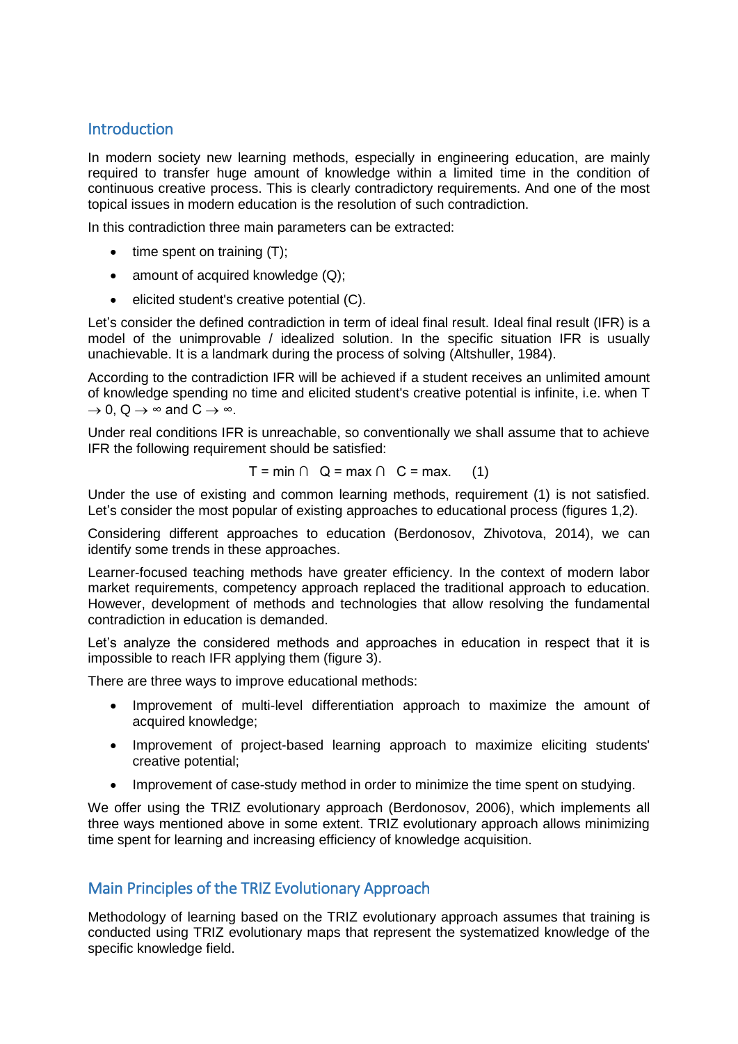## Introduction

In modern society new learning methods, especially in engineering education, are mainly required to transfer huge amount of knowledge within a limited time in the condition of continuous creative process. This is clearly contradictory requirements. And one of the most topical issues in modern education is the resolution of such contradiction.

In this contradiction three main parameters can be extracted:

- time spent on training (T);
- amount of acquired knowledge (Q);
- elicited student's creative potential (C).

Let's consider the defined contradiction in term of ideal final result. Ideal final result (IFR) is a model of the unimprovable / idealized solution. In the specific situation IFR is usually unachievable. It is a landmark during the process of solving (Altshuller, 1984).

According to the contradiction IFR will be achieved if a student receives an unlimited amount of knowledge spending no time and elicited student's creative potential is infinite, i.e. when $T \to 0$, $Q \to \infty$ and $C \to \infty$.

Under real conditions IFR is unreachable, so conventionally we shall assume that to achieve IFR the following requirement should be satisfied:

$$T = \min \cap \quad Q = \max \cap \quad C = \max. \qquad (1)$$

Under the use of existing and common learning methods, requirement (1) is not satisfied. Let's consider the most popular of existing approaches to educational process (figures 1,2).

Considering different approaches to education (Berdonosov, Zhivotova, 2014), we can identify some trends in these approaches.

Learner-focused teaching methods have greater efficiency. In the context of modern labor market requirements, competency approach replaced the traditional approach to education. However, development of methods and technologies that allow resolving the fundamental contradiction in education is demanded.

Let's analyze the considered methods and approaches in education in respect that it is impossible to reach IFR applying them (figure 3).

There are three ways to improve educational methods:

- Improvement of multi-level differentiation approach to maximize the amount of acquired knowledge;
- Improvement of project-based learning approach to maximize eliciting students' creative potential;
- Improvement of case-study method in order to minimize the time spent on studying.

We offer using the TRIZ evolutionary approach (Berdonosov, 2006), which implements all three ways mentioned above in some extent. TRIZ evolutionary approach allows minimizing time spent for learning and increasing efficiency of knowledge acquisition.

## Main Principles of the TRIZ Evolutionary Approach

Methodology of learning based on the TRIZ evolutionary approach assumes that training is conducted using TRIZ evolutionary maps that represent the systematized knowledge of the specific knowledge field.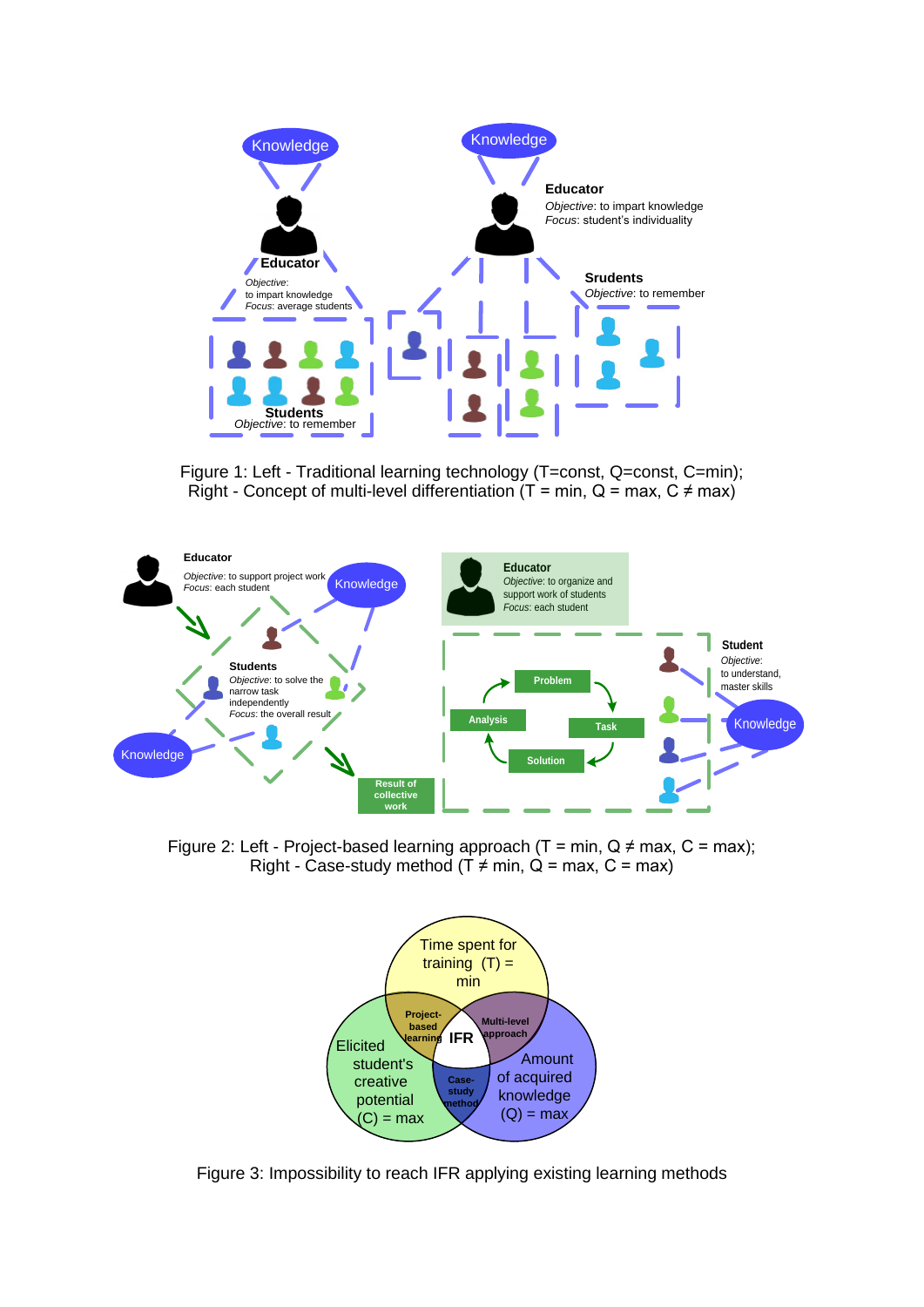Figure 1: Left - Traditional learning technology (T=const, Q=const, C=min); Right - Concept of multi-level differentiation (T = min, Q = max, C ≠ max)

Figure 2: Left - Project-based learning approach (T = min, Q ≠ max, C = max); Right - Case-study method (T ≠ min, Q = max, C = max)

Figure 3: Impossibility to reach IFR applying existing learning methods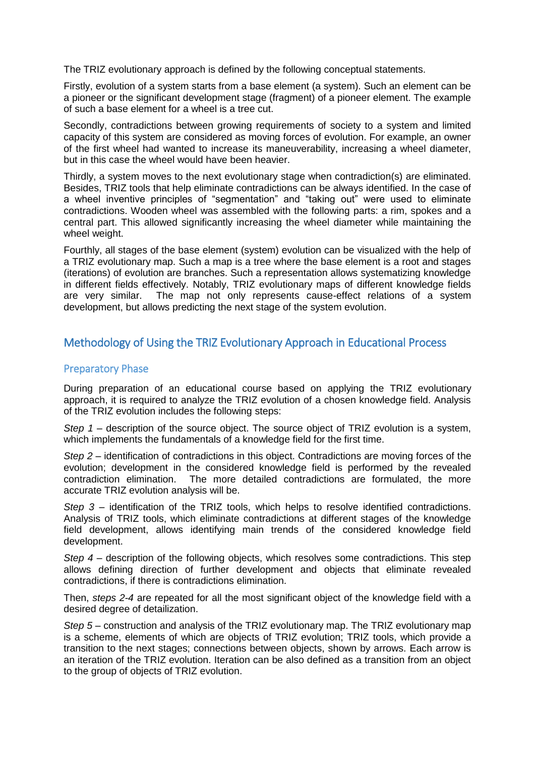The TRIZ evolutionary approach is defined by the following conceptual statements.

Firstly, evolution of a system starts from a base element (a system). Such an element can be a pioneer or the significant development stage (fragment) of a pioneer element. The example of such a base element for a wheel is a tree cut.

Secondly, contradictions between growing requirements of society to a system and limited capacity of this system are considered as moving forces of evolution. For example, an owner of the first wheel had wanted to increase its maneuverability, increasing a wheel diameter, but in this case the wheel would have been heavier.

Thirdly, a system moves to the next evolutionary stage when contradiction(s) are eliminated. Besides, TRIZ tools that help eliminate contradictions can be always identified. In the case of a wheel inventive principles of "segmentation" and "taking out" were used to eliminate contradictions. Wooden wheel was assembled with the following parts: a rim, spokes and a central part. This allowed significantly increasing the wheel diameter while maintaining the wheel weight.

Fourthly, all stages of the base element (system) evolution can be visualized with the help of a TRIZ evolutionary map. Such a map is a tree where the base element is a root and stages (iterations) of evolution are branches. Such a representation allows systematizing knowledge in different fields effectively. Notably, TRIZ evolutionary maps of different knowledge fields are very similar. The map not only represents cause-effect relations of a system development, but allows predicting the next stage of the system evolution.

## Methodology of Using the TRIZ Evolutionary Approach in Educational Process

### Preparatory Phase

During preparation of an educational course based on applying the TRIZ evolutionary approach, it is required to analyze the TRIZ evolution of a chosen knowledge field. Analysis of the TRIZ evolution includes the following steps:

*Step 1* – description of the source object. The source object of TRIZ evolution is a system, which implements the fundamentals of a knowledge field for the first time.

*Step 2* – identification of contradictions in this object. Contradictions are moving forces of the evolution; development in the considered knowledge field is performed by the revealed contradiction elimination. The more detailed contradictions are formulated, the more accurate TRIZ evolution analysis will be.

*Step 3* – identification of the TRIZ tools, which helps to resolve identified contradictions. Analysis of TRIZ tools, which eliminate contradictions at different stages of the knowledge field development, allows identifying main trends of the considered knowledge field development.

*Step 4* – description of the following objects, which resolves some contradictions. This step allows defining direction of further development and objects that eliminate revealed contradictions, if there is contradictions elimination.

Then, *steps 2-4* are repeated for all the most significant object of the knowledge field with a desired degree of detailization.

*Step 5* – construction and analysis of the TRIZ evolutionary map. The TRIZ evolutionary map is a scheme, elements of which are objects of TRIZ evolution; TRIZ tools, which provide a transition to the next stages; connections between objects, shown by arrows. Each arrow is an iteration of the TRIZ evolution. Iteration can be also defined as a transition from an object to the group of objects of TRIZ evolution.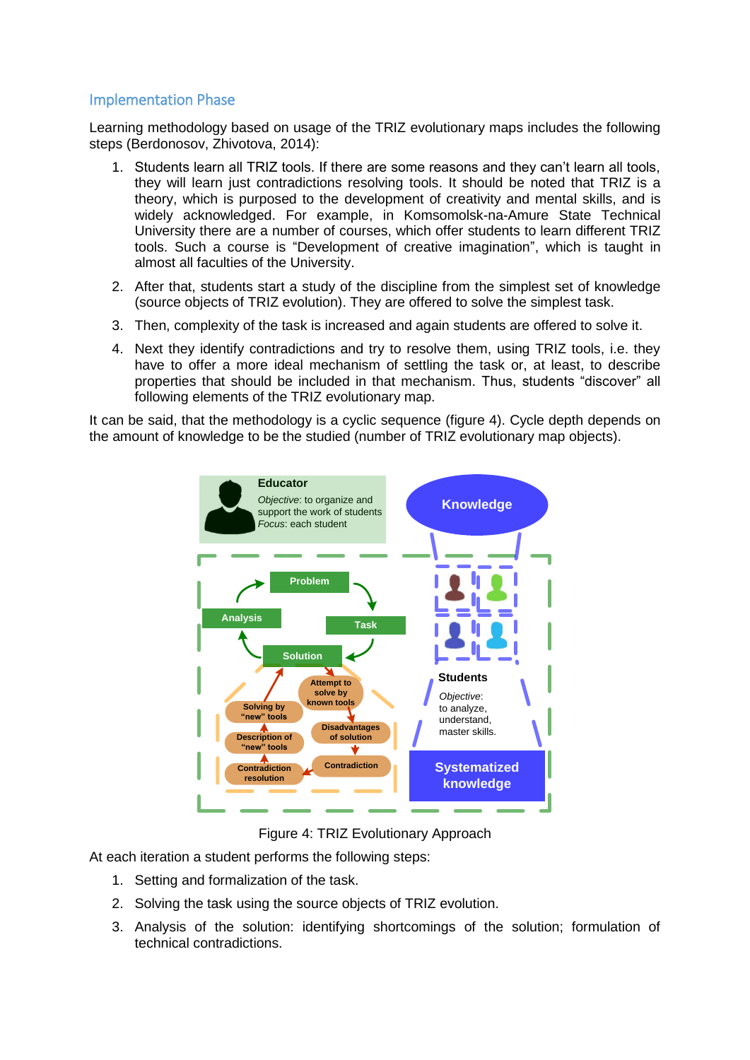### Implementation Phase

Learning methodology based on usage of the TRIZ evolutionary maps includes the following steps (Berdonosov, Zhivotova, 2014):

1. Students learn all TRIZ tools. If there are some reasons and they can't learn all tools, they will learn just contradictions resolving tools. It should be noted that TRIZ is a theory, which is purposed to the development of creativity and mental skills, and is widely acknowledged. For example, in Komsomolsk-na-Amure State Technical University there are a number of courses, which offer students to learn different TRIZ tools. Such a course is "Development of creative imagination", which is taught in almost all faculties of the University.
2. After that, students start a study of the discipline from the simplest set of knowledge (source objects of TRIZ evolution). They are offered to solve the simplest task.
3. Then, complexity of the task is increased and again students are offered to solve it.
4. Next they identify contradictions and try to resolve them, using TRIZ tools, i.e. they have to offer a more ideal mechanism of settling the task or, at least, to describe properties that should be included in that mechanism. Thus, students "discover" all following elements of the TRIZ evolutionary map.

It can be said, that the methodology is a cyclic sequence (figure 4). Cycle depth depends on the amount of knowledge to be the studied (number of TRIZ evolutionary map objects).

Figure 4: TRIZ Evolutionary Approach

At each iteration a student performs the following steps:

1. Setting and formalization of the task.
2. Solving the task using the source objects of TRIZ evolution.
3. Analysis of the solution: identifying shortcomings of the solution; formulation of technical contradictions.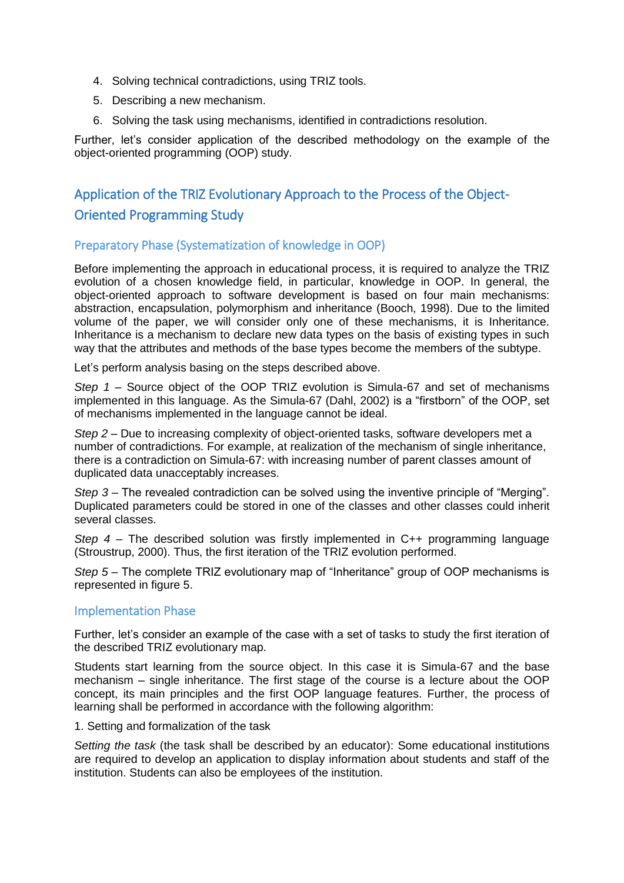4. Solving technical contradictions, using TRIZ tools.
5. Describing a new mechanism.
6. Solving the task using mechanisms, identified in contradictions resolution.

Further, let's consider application of the described methodology on the example of the object-oriented programming (OOP) study.

## Application of the TRIZ Evolutionary Approach to the Process of the Object-Oriented Programming Study

### Preparatory Phase (Systematization of knowledge in OOP)

Before implementing the approach in educational process, it is required to analyze the TRIZ evolution of a chosen knowledge field, in particular, knowledge in OOP. In general, the object-oriented approach to software development is based on four main mechanisms: abstraction, encapsulation, polymorphism and inheritance (Booch, 1998). Due to the limited volume of the paper, we will consider only one of these mechanisms, it is Inheritance. Inheritance is a mechanism to declare new data types on the basis of existing types in such way that the attributes and methods of the base types become the members of the subtype.

Let's perform analysis basing on the steps described above.

*Step 1* – Source object of the OOP TRIZ evolution is Simula-67 and set of mechanisms implemented in this language. As the Simula-67 (Dahl, 2002) is a "firstborn" of the OOP, set of mechanisms implemented in the language cannot be ideal.

*Step 2* – Due to increasing complexity of object-oriented tasks, software developers met a number of contradictions. For example, at realization of the mechanism of single inheritance, there is a contradiction on Simula-67: with increasing number of parent classes amount of duplicated data unacceptably increases.

*Step 3* – The revealed contradiction can be solved using the inventive principle of "Merging". Duplicated parameters could be stored in one of the classes and other classes could inherit several classes.

*Step 4* – The described solution was firstly implemented in C++ programming language (Stroustrup, 2000). Thus, the first iteration of the TRIZ evolution performed.

*Step 5* – The complete TRIZ evolutionary map of "Inheritance" group of OOP mechanisms is represented in figure 5.

### Implementation Phase

Further, let's consider an example of the case with a set of tasks to study the first iteration of the described TRIZ evolutionary map.

Students start learning from the source object. In this case it is Simula-67 and the base mechanism – single inheritance. The first stage of the course is a lecture about the OOP concept, its main principles and the first OOP language features. Further, the process of learning shall be performed in accordance with the following algorithm:

1. Setting and formalization of the task

*Setting the task* (the task shall be described by an educator): Some educational institutions are required to develop an application to display information about students and staff of the institution. Students can also be employees of the institution.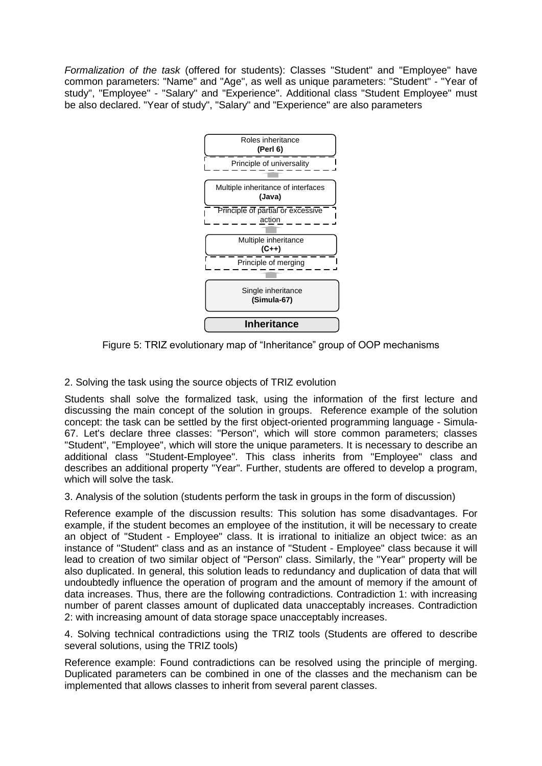*Formalization of the task* (offered for students): Classes "Student" and "Employee" have common parameters: "Name" and "Age", as well as unique parameters: "Student" - "Year of study", "Employee" - "Salary" and "Experience". Additional class "Student Employee" must be also declared. "Year of study", "Salary" and "Experience" are also parameters

Roles inheritance
**(Perl 6)**

Principle of universality

Multiple inheritance of interfaces
**(Java)**

Principle of partial or excessive action

Multiple inheritance
**(C++)**

Principle of merging

Single inheritance
**(Simula-67)**

**Inheritance**

Figure 5: TRIZ evolutionary map of "Inheritance" group of OOP mechanisms

2. Solving the task using the source objects of TRIZ evolution

Students shall solve the formalized task, using the information of the first lecture and discussing the main concept of the solution in groups. Reference example of the solution concept: the task can be settled by the first object-oriented programming language - Simula-67. Let's declare three classes: "Person", which will store common parameters; classes "Student", "Employee", which will store the unique parameters. It is necessary to describe an additional class "Student-Employee". This class inherits from "Employee" class and describes an additional property "Year". Further, students are offered to develop a program, which will solve the task.

3. Analysis of the solution (students perform the task in groups in the form of discussion)

Reference example of the discussion results: This solution has some disadvantages. For example, if the student becomes an employee of the institution, it will be necessary to create an object of "Student - Employee" class. It is irrational to initialize an object twice: as an instance of "Student" class and as an instance of "Student - Employee" class because it will lead to creation of two similar object of "Person" class. Similarly, the "Year" property will be also duplicated. In general, this solution leads to redundancy and duplication of data that will undoubtedly influence the operation of program and the amount of memory if the amount of data increases. Thus, there are the following contradictions. Contradiction 1: with increasing number of parent classes amount of duplicated data unacceptably increases. Contradiction 2: with increasing amount of data storage space unacceptably increases.

4. Solving technical contradictions using the TRIZ tools (Students are offered to describe several solutions, using the TRIZ tools)

Reference example: Found contradictions can be resolved using the principle of merging. Duplicated parameters can be combined in one of the classes and the mechanism can be implemented that allows classes to inherit from several parent classes.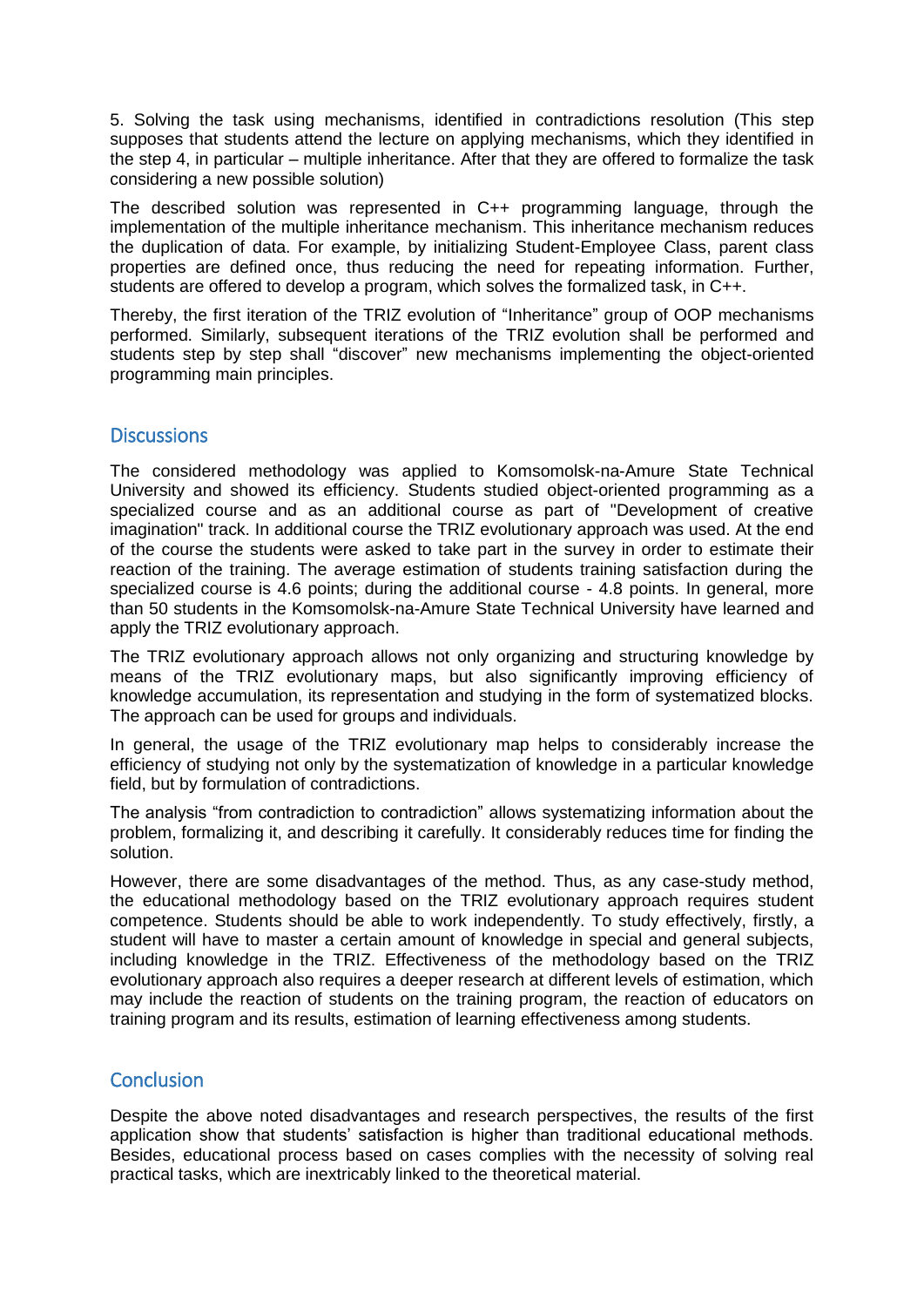5. Solving the task using mechanisms, identified in contradictions resolution (This step supposes that students attend the lecture on applying mechanisms, which they identified in the step 4, in particular – multiple inheritance. After that they are offered to formalize the task considering a new possible solution)

The described solution was represented in C++ programming language, through the implementation of the multiple inheritance mechanism. This inheritance mechanism reduces the duplication of data. For example, by initializing Student-Employee Class, parent class properties are defined once, thus reducing the need for repeating information. Further, students are offered to develop a program, which solves the formalized task, in C++.

Thereby, the first iteration of the TRIZ evolution of "Inheritance" group of OOP mechanisms performed. Similarly, subsequent iterations of the TRIZ evolution shall be performed and students step by step shall "discover" new mechanisms implementing the object-oriented programming main principles.

## Discussions

The considered methodology was applied to Komsomolsk-na-Amure State Technical University and showed its efficiency. Students studied object-oriented programming as a specialized course and as an additional course as part of "Development of creative imagination" track. In additional course the TRIZ evolutionary approach was used. At the end of the course the students were asked to take part in the survey in order to estimate their reaction of the training. The average estimation of students training satisfaction during the specialized course is 4.6 points; during the additional course - 4.8 points. In general, more than 50 students in the Komsomolsk-na-Amure State Technical University have learned and apply the TRIZ evolutionary approach.

The TRIZ evolutionary approach allows not only organizing and structuring knowledge by means of the TRIZ evolutionary maps, but also significantly improving efficiency of knowledge accumulation, its representation and studying in the form of systematized blocks. The approach can be used for groups and individuals.

In general, the usage of the TRIZ evolutionary map helps to considerably increase the efficiency of studying not only by the systematization of knowledge in a particular knowledge field, but by formulation of contradictions.

The analysis "from contradiction to contradiction" allows systematizing information about the problem, formalizing it, and describing it carefully. It considerably reduces time for finding the solution.

However, there are some disadvantages of the method. Thus, as any case-study method, the educational methodology based on the TRIZ evolutionary approach requires student competence. Students should be able to work independently. To study effectively, firstly, a student will have to master a certain amount of knowledge in special and general subjects, including knowledge in the TRIZ. Effectiveness of the methodology based on the TRIZ evolutionary approach also requires a deeper research at different levels of estimation, which may include the reaction of students on the training program, the reaction of educators on training program and its results, estimation of learning effectiveness among students.

## Conclusion

Despite the above noted disadvantages and research perspectives, the results of the first application show that students' satisfaction is higher than traditional educational methods. Besides, educational process based on cases complies with the necessity of solving real practical tasks, which are inextricably linked to the theoretical material.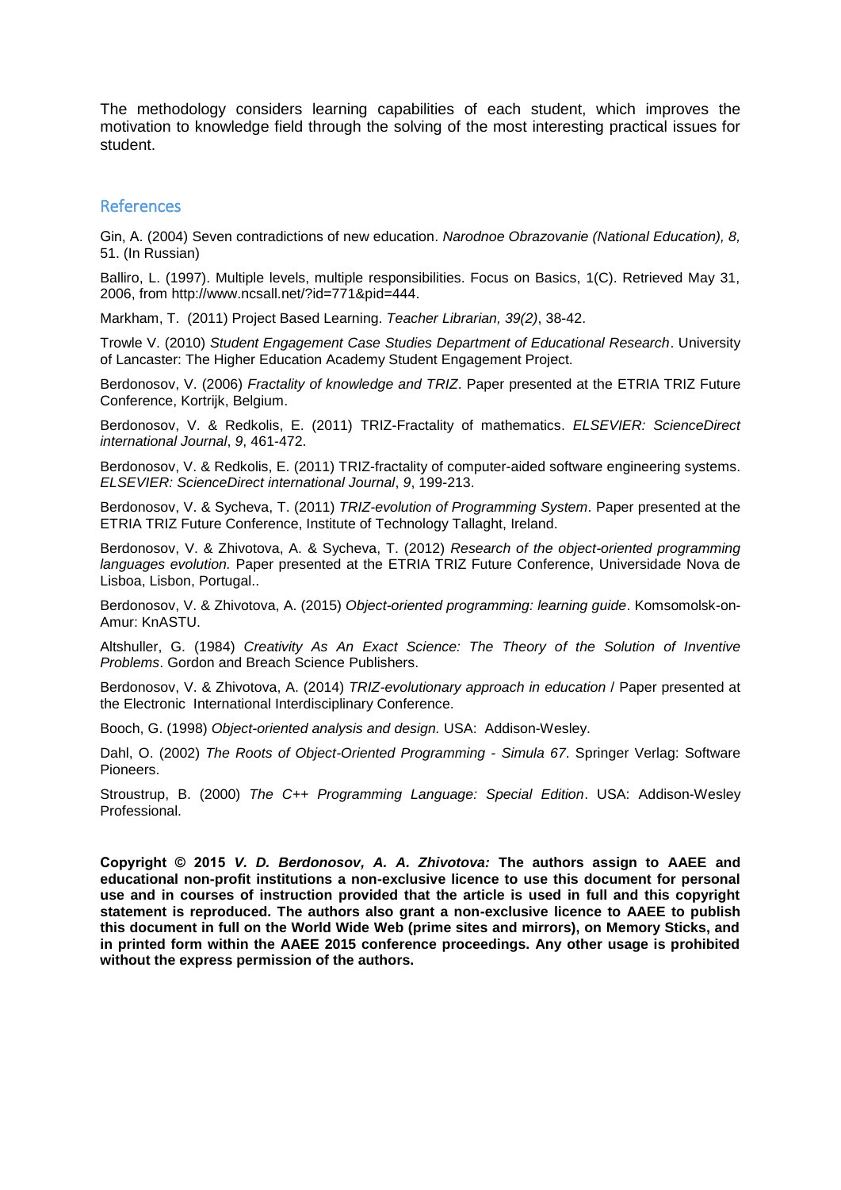The methodology considers learning capabilities of each student, which improves the motivation to knowledge field through the solving of the most interesting practical issues for student.

## References

Gin, A. (2004) Seven contradictions of new education. *Narodnoe Obrazovanie (National Education), 8,* 51. (In Russian)

Balliro, L. (1997). Multiple levels, multiple responsibilities. Focus on Basics, 1(C). Retrieved May 31, 2006, from http://www.ncsall.net/?id=771&pid=444.

Markham, T. (2011) Project Based Learning. *Teacher Librarian, 39(2)*, 38-42.

Trowle V. (2010) *Student Engagement Case Studies Department of Educational Research*. University of Lancaster: The Higher Education Academy Student Engagement Project.

Berdonosov, V. (2006) *Fractality of knowledge and TRIZ*. Paper presented at the ETRIA TRIZ Future Conference, Kortrijk, Belgium.

Berdonosov, V. & Redkolis, E. (2011) TRIZ-Fractality of mathematics. *ELSEVIER: ScienceDirect international Journal*, *9*, 461-472.

Berdonosov, V. & Redkolis, E. (2011) TRIZ-fractality of computer-aided software engineering systems. *ELSEVIER: ScienceDirect international Journal*, *9*, 199-213.

Berdonosov, V. & Sycheva, T. (2011) *TRIZ-evolution of Programming System*. Paper presented at the ETRIA TRIZ Future Conference, Institute of Technology Tallaght, Ireland.

Berdonosov, V. & Zhivotova, A. & Sycheva, T. (2012) *Research of the object-oriented programming languages evolution.* Paper presented at the ETRIA TRIZ Future Conference, Universidade Nova de Lisboa, Lisbon, Portugal..

Berdonosov, V. & Zhivotova, A. (2015) *Object-oriented programming: learning guide*. Komsomolsk-on-Amur: KnASTU.

Altshuller, G. (1984) *Creativity As An Exact Science: The Theory of the Solution of Inventive Problems*. Gordon and Breach Science Publishers.

Berdonosov, V. & Zhivotova, A. (2014) *TRIZ-evolutionary approach in education* / Paper presented at the Electronic International Interdisciplinary Conference.

Booch, G. (1998) *Object-oriented analysis and design.* USA: Addison-Wesley.

Dahl, O. (2002) *The Roots of Object-Oriented Programming - Simula 67*. Springer Verlag: Software Pioneers.

Stroustrup, B. (2000) *The C++ Programming Language: Special Edition*. USA: Addison-Wesley Professional.

**Copyright © 2015 *V. D. Berdonosov, A. A. Zhivotova:* The authors assign to AAEE and educational non-profit institutions a non-exclusive licence to use this document for personal use and in courses of instruction provided that the article is used in full and this copyright statement is reproduced. The authors also grant a non-exclusive licence to AAEE to publish this document in full on the World Wide Web (prime sites and mirrors), on Memory Sticks, and in printed form within the AAEE 2015 conference proceedings. Any other usage is prohibited without the express permission of the authors.**